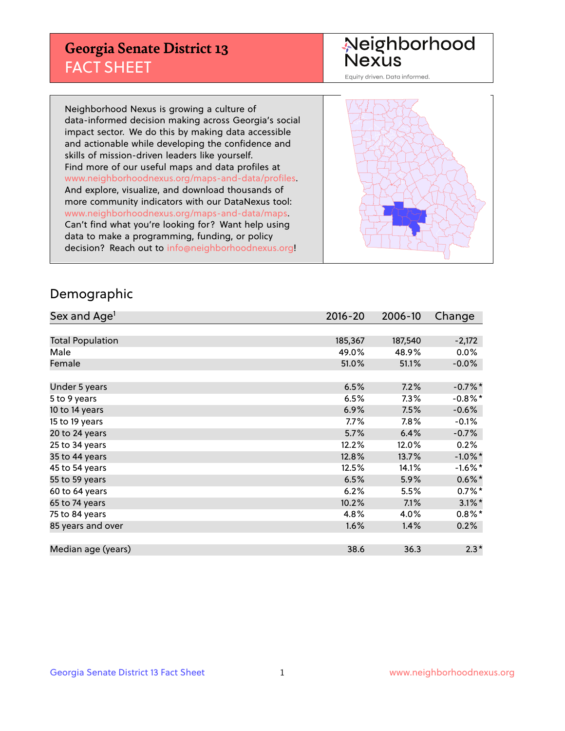# Georgia Senate District 13
## FACT SHEET

Neighborhood Nexus
Equity driven. Data informed.

Neighborhood Nexus is growing a culture of data-informed decision making across Georgia's social impact sector. We do this by making data accessible and actionable while developing the confidence and skills of mission-driven leaders like yourself. Find more of our useful maps and data profiles at www.neighborhoodnexus.org/maps-and-data/profiles. And explore, visualize, and download thousands of more community indicators with our DataNexus tool: www.neighborhoodnexus.org/maps-and-data/maps. Can't find what you're looking for? Want help using data to make a programming, funding, or policy decision? Reach out to info@neighborhoodnexus.org!

## Demographic

| Sex and Age[1] | 2016-20 | 2006-10 | Change |
|---|---|---|---|
| Total Population | 185,367 | 187,540 | -2,172 |
| Male | 49.0% | 48.9% | 0.0% |
| Female | 51.0% | 51.1% | -0.0% |
| Under 5 years | 6.5% | 7.2% | -0.7%* |
| 5 to 9 years | 6.5% | 7.3% | -0.8%* |
| 10 to 14 years | 6.9% | 7.5% | -0.6% |
| 15 to 19 years | 7.7% | 7.8% | -0.1% |
| 20 to 24 years | 5.7% | 6.4% | -0.7% |
| 25 to 34 years | 12.2% | 12.0% | 0.2% |
| 35 to 44 years | 12.8% | 13.7% | -1.0%* |
| 45 to 54 years | 12.5% | 14.1% | -1.6%* |
| 55 to 59 years | 6.5% | 5.9% | 0.6%* |
| 60 to 64 years | 6.2% | 5.5% | 0.7%* |
| 65 to 74 years | 10.2% | 7.1% | 3.1%* |
| 75 to 84 years | 4.8% | 4.0% | 0.8%* |
| 85 years and over | 1.6% | 1.4% | 0.2% |
| Median age (years) | 38.6 | 36.3 | 2.3* |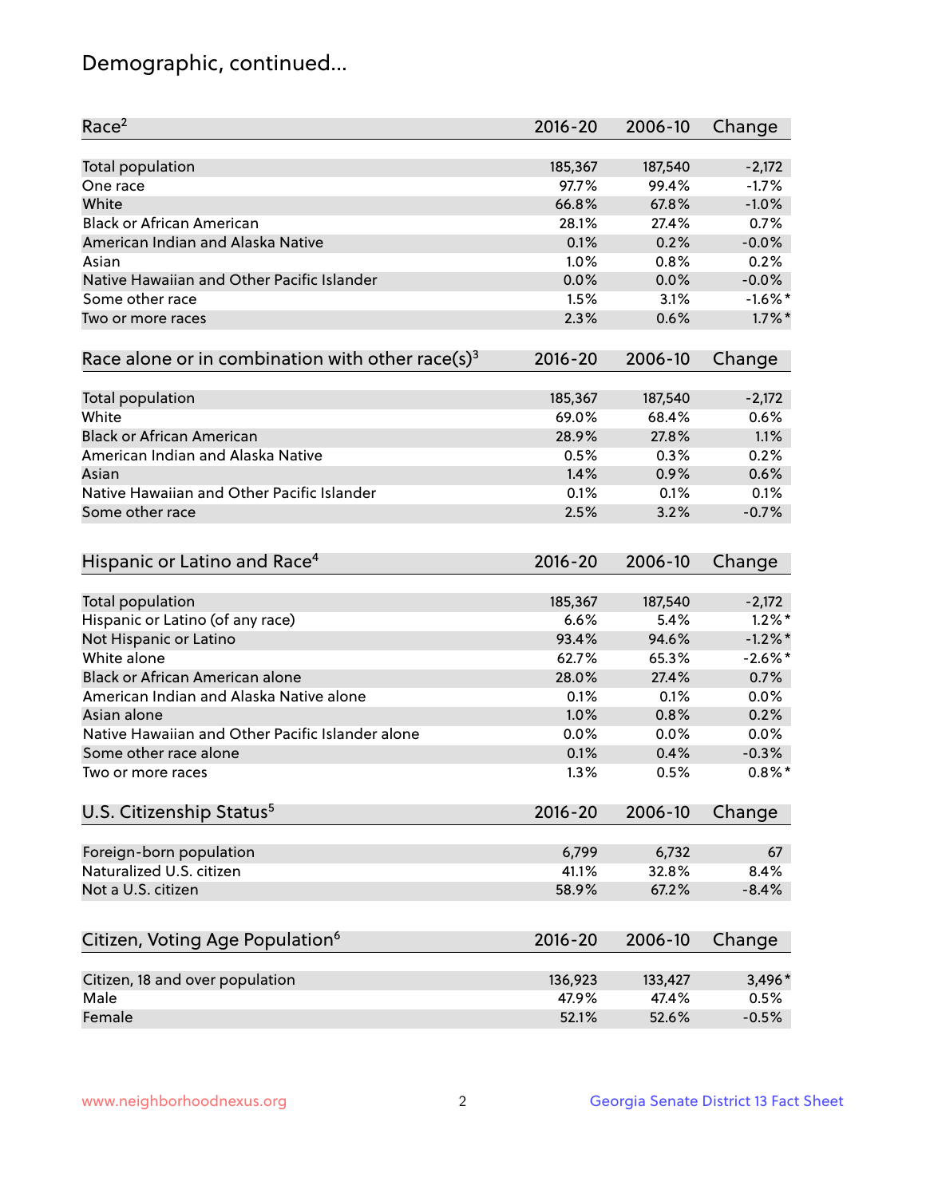## Demographic, continued...

| Race[2] | 2016-20 | 2006-10 | Change |
|---|---|---|---|
| Total population | 185,367 | 187,540 | -2,172 |
| One race | 97.7% | 99.4% | -1.7% |
| White | 66.8% | 67.8% | -1.0% |
| Black or African American | 28.1% | 27.4% | 0.7% |
| American Indian and Alaska Native | 0.1% | 0.2% | -0.0% |
| Asian | 1.0% | 0.8% | 0.2% |
| Native Hawaiian and Other Pacific Islander | 0.0% | 0.0% | -0.0% |
| Some other race | 1.5% | 3.1% | -1.6%* |
| Two or more races | 2.3% | 0.6% | 1.7%* |

| Race alone or in combination with other race(s)[3] | 2016-20 | 2006-10 | Change |
|---|---|---|---|
| Total population | 185,367 | 187,540 | -2,172 |
| White | 69.0% | 68.4% | 0.6% |
| Black or African American | 28.9% | 27.8% | 1.1% |
| American Indian and Alaska Native | 0.5% | 0.3% | 0.2% |
| Asian | 1.4% | 0.9% | 0.6% |
| Native Hawaiian and Other Pacific Islander | 0.1% | 0.1% | 0.1% |
| Some other race | 2.5% | 3.2% | -0.7% |

| Hispanic or Latino and Race[4] | 2016-20 | 2006-10 | Change |
|---|---|---|---|
| Total population | 185,367 | 187,540 | -2,172 |
| Hispanic or Latino (of any race) | 6.6% | 5.4% | 1.2%* |
| Not Hispanic or Latino | 93.4% | 94.6% | -1.2%* |
| White alone | 62.7% | 65.3% | -2.6%* |
| Black or African American alone | 28.0% | 27.4% | 0.7% |
| American Indian and Alaska Native alone | 0.1% | 0.1% | 0.0% |
| Asian alone | 1.0% | 0.8% | 0.2% |
| Native Hawaiian and Other Pacific Islander alone | 0.0% | 0.0% | 0.0% |
| Some other race alone | 0.1% | 0.4% | -0.3% |
| Two or more races | 1.3% | 0.5% | 0.8%* |

| U.S. Citizenship Status[5] | 2016-20 | 2006-10 | Change |
|---|---|---|---|
| Foreign-born population | 6,799 | 6,732 | 67 |
| Naturalized U.S. citizen | 41.1% | 32.8% | 8.4% |
| Not a U.S. citizen | 58.9% | 67.2% | -8.4% |

| Citizen, Voting Age Population[6] | 2016-20 | 2006-10 | Change |
|---|---|---|---|
| Citizen, 18 and over population | 136,923 | 133,427 | 3,496* |
| Male | 47.9% | 47.4% | 0.5% |
| Female | 52.1% | 52.6% | -0.5% |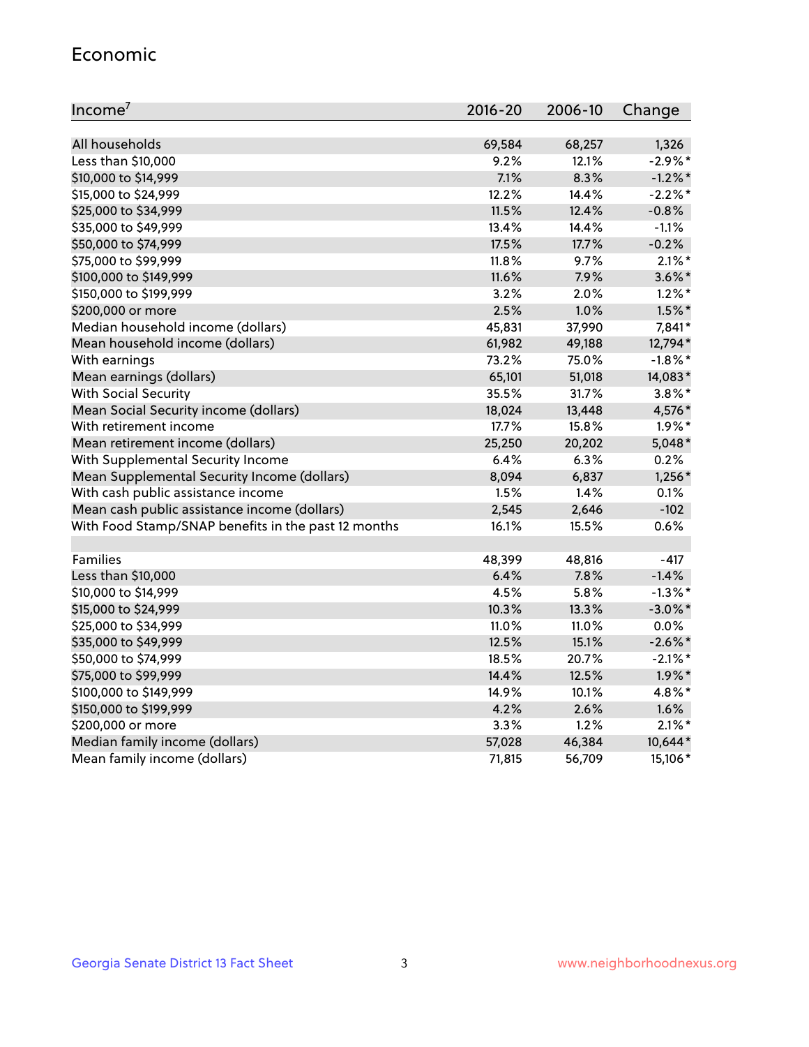## Economic

| Income[7] | 2016-20 | 2006-10 | Change |
|---|---|---|---|
| All households | 69,584 | 68,257 | 1,326 |
| Less than $10,000 | 9.2% | 12.1% | -2.9%* |
| $10,000 to $14,999 | 7.1% | 8.3% | -1.2%* |
| $15,000 to $24,999 | 12.2% | 14.4% | -2.2%* |
| $25,000 to $34,999 | 11.5% | 12.4% | -0.8% |
| $35,000 to $49,999 | 13.4% | 14.4% | -1.1% |
| $50,000 to $74,999 | 17.5% | 17.7% | -0.2% |
| $75,000 to $99,999 | 11.8% | 9.7% | 2.1%* |
| $100,000 to $149,999 | 11.6% | 7.9% | 3.6%* |
| $150,000 to $199,999 | 3.2% | 2.0% | 1.2%* |
| $200,000 or more | 2.5% | 1.0% | 1.5%* |
| Median household income (dollars) | 45,831 | 37,990 | 7,841* |
| Mean household income (dollars) | 61,982 | 49,188 | 12,794* |
| With earnings | 73.2% | 75.0% | -1.8%* |
| Mean earnings (dollars) | 65,101 | 51,018 | 14,083* |
| With Social Security | 35.5% | 31.7% | 3.8%* |
| Mean Social Security income (dollars) | 18,024 | 13,448 | 4,576* |
| With retirement income | 17.7% | 15.8% | 1.9%* |
| Mean retirement income (dollars) | 25,250 | 20,202 | 5,048* |
| With Supplemental Security Income | 6.4% | 6.3% | 0.2% |
| Mean Supplemental Security Income (dollars) | 8,094 | 6,837 | 1,256* |
| With cash public assistance income | 1.5% | 1.4% | 0.1% |
| Mean cash public assistance income (dollars) | 2,545 | 2,646 | -102 |
| With Food Stamp/SNAP benefits in the past 12 months | 16.1% | 15.5% | 0.6% |
| | | | |
| Families | 48,399 | 48,816 | -417 |
| Less than $10,000 | 6.4% | 7.8% | -1.4% |
| $10,000 to $14,999 | 4.5% | 5.8% | -1.3%* |
| $15,000 to $24,999 | 10.3% | 13.3% | -3.0%* |
| $25,000 to $34,999 | 11.0% | 11.0% | 0.0% |
| $35,000 to $49,999 | 12.5% | 15.1% | -2.6%* |
| $50,000 to $74,999 | 18.5% | 20.7% | -2.1%* |
| $75,000 to $99,999 | 14.4% | 12.5% | 1.9%* |
| $100,000 to $149,999 | 14.9% | 10.1% | 4.8%* |
| $150,000 to $199,999 | 4.2% | 2.6% | 1.6% |
| $200,000 or more | 3.3% | 1.2% | 2.1%* |
| Median family income (dollars) | 57,028 | 46,384 | 10,644* |
| Mean family income (dollars) | 71,815 | 56,709 | 15,106* |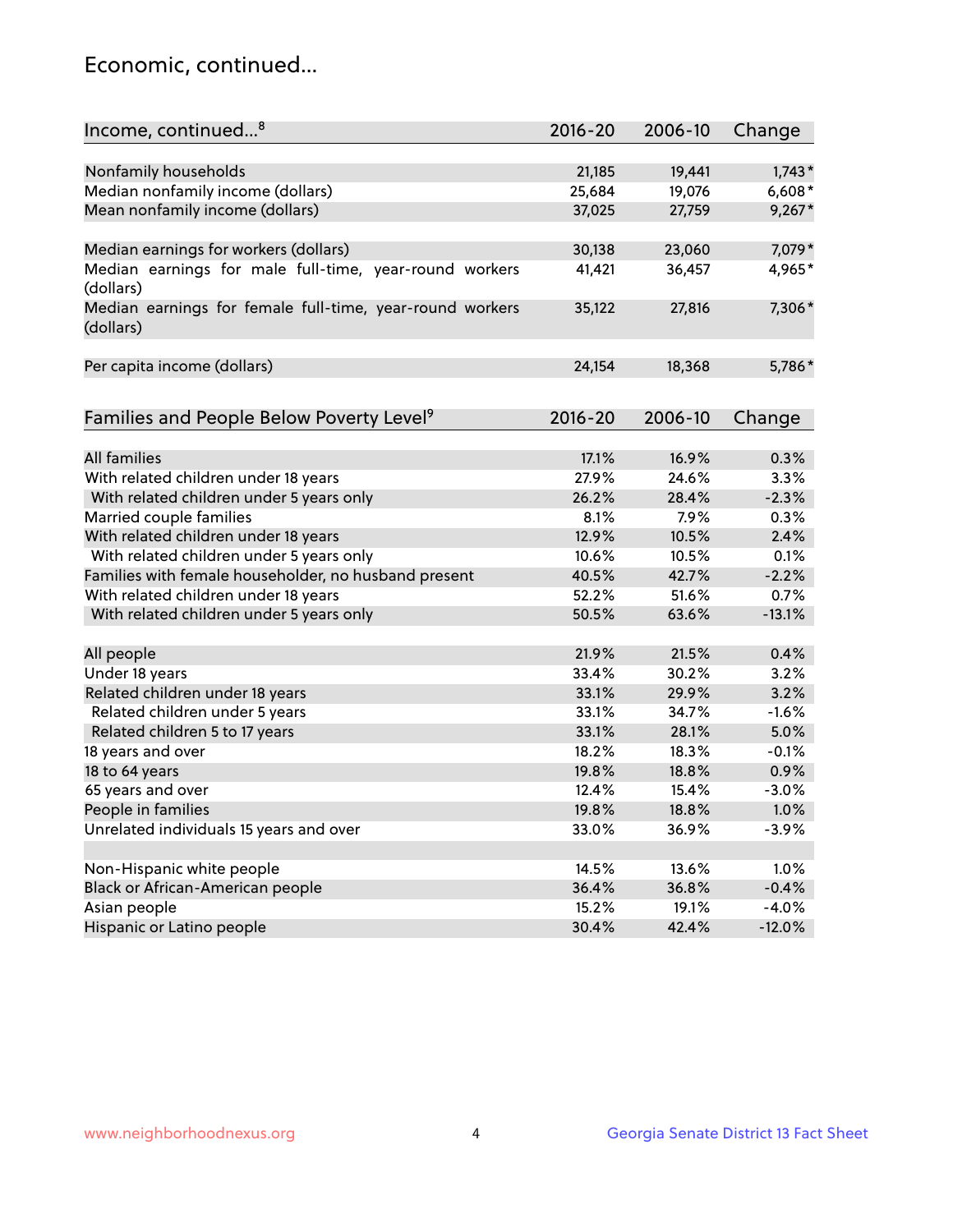## Economic, continued...

| Income, continued...[8] | 2016-20 | 2006-10 | Change |
|---|---|---|---|
| Nonfamily households | 21,185 | 19,441 | 1,743* |
| Median nonfamily income (dollars) | 25,684 | 19,076 | 6,608* |
| Mean nonfamily income (dollars) | 37,025 | 27,759 | 9,267* |
| Median earnings for workers (dollars) | 30,138 | 23,060 | 7,079* |
| Median earnings for male full-time, year-round workers (dollars) | 41,421 | 36,457 | 4,965* |
| Median earnings for female full-time, year-round workers (dollars) | 35,122 | 27,816 | 7,306* |
| Per capita income (dollars) | 24,154 | 18,368 | 5,786* |

| Families and People Below Poverty Level[9] | 2016-20 | 2006-10 | Change |
|---|---|---|---|
| All families | 17.1% | 16.9% | 0.3% |
| With related children under 18 years | 27.9% | 24.6% | 3.3% |
| With related children under 5 years only | 26.2% | 28.4% | -2.3% |
| Married couple families | 8.1% | 7.9% | 0.3% |
| With related children under 18 years | 12.9% | 10.5% | 2.4% |
| With related children under 5 years only | 10.6% | 10.5% | 0.1% |
| Families with female householder, no husband present | 40.5% | 42.7% | -2.2% |
| With related children under 18 years | 52.2% | 51.6% | 0.7% |
| With related children under 5 years only | 50.5% | 63.6% | -13.1% |
| All people | 21.9% | 21.5% | 0.4% |
| Under 18 years | 33.4% | 30.2% | 3.2% |
| Related children under 18 years | 33.1% | 29.9% | 3.2% |
| Related children under 5 years | 33.1% | 34.7% | -1.6% |
| Related children 5 to 17 years | 33.1% | 28.1% | 5.0% |
| 18 years and over | 18.2% | 18.3% | -0.1% |
| 18 to 64 years | 19.8% | 18.8% | 0.9% |
| 65 years and over | 12.4% | 15.4% | -3.0% |
| People in families | 19.8% | 18.8% | 1.0% |
| Unrelated individuals 15 years and over | 33.0% | 36.9% | -3.9% |
| Non-Hispanic white people | 14.5% | 13.6% | 1.0% |
| Black or African-American people | 36.4% | 36.8% | -0.4% |
| Asian people | 15.2% | 19.1% | -4.0% |
| Hispanic or Latino people | 30.4% | 42.4% | -12.0% |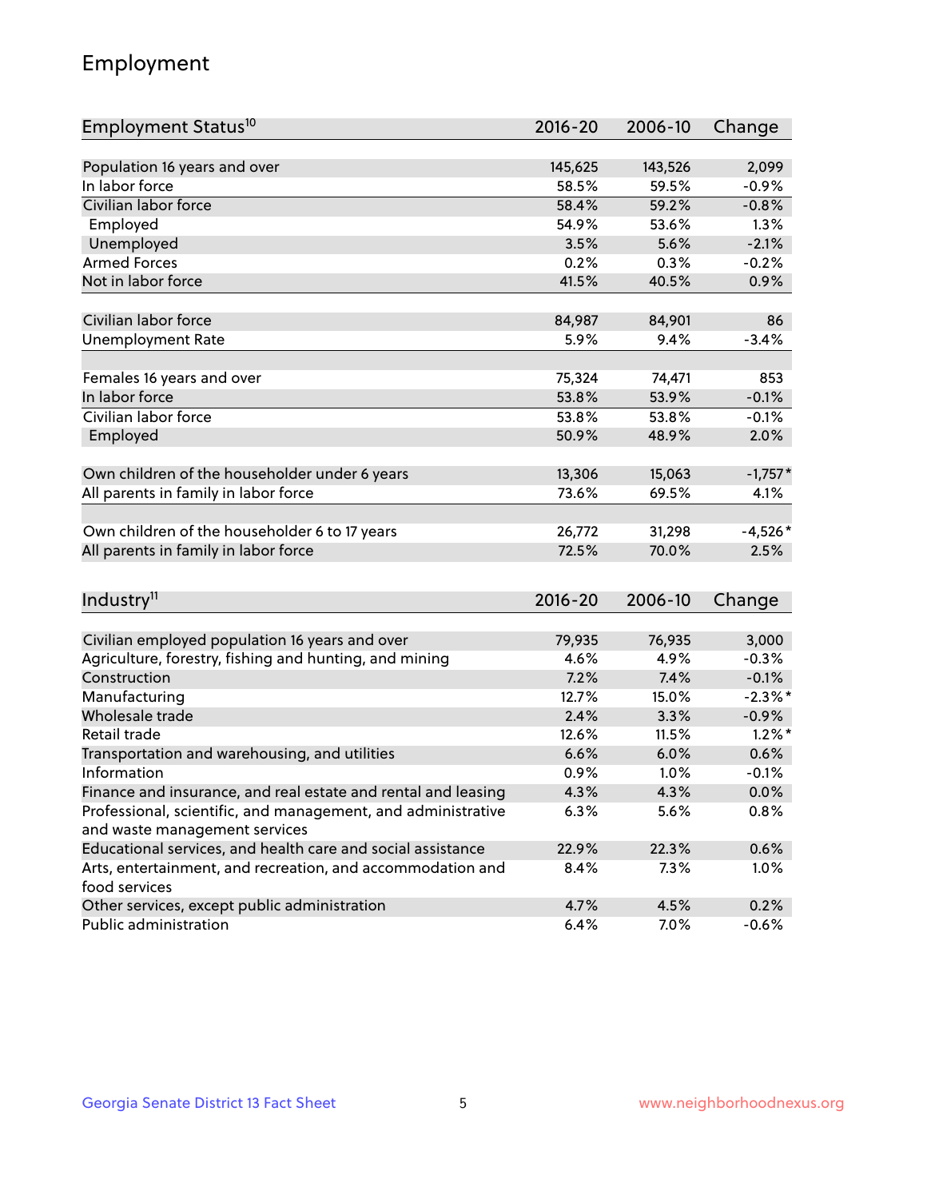## Employment

| Employment Status[10] | 2016-20 | 2006-10 | Change |
|---|---|---|---|
| Population 16 years and over | 145,625 | 143,526 | 2,099 |
| In labor force | 58.5% | 59.5% | -0.9% |
| Civilian labor force | 58.4% | 59.2% | -0.8% |
| Employed | 54.9% | 53.6% | 1.3% |
| Unemployed | 3.5% | 5.6% | -2.1% |
| Armed Forces | 0.2% | 0.3% | -0.2% |
| Not in labor force | 41.5% | 40.5% | 0.9% |
| | | | |
| Civilian labor force | 84,987 | 84,901 | 86 |
| Unemployment Rate | 5.9% | 9.4% | -3.4% |
| | | | |
| Females 16 years and over | 75,324 | 74,471 | 853 |
| In labor force | 53.8% | 53.9% | -0.1% |
| Civilian labor force | 53.8% | 53.8% | -0.1% |
| Employed | 50.9% | 48.9% | 2.0% |
| | | | |
| Own children of the householder under 6 years | 13,306 | 15,063 | -1,757* |
| All parents in family in labor force | 73.6% | 69.5% | 4.1% |
| | | | |
| Own children of the householder 6 to 17 years | 26,772 | 31,298 | -4,526* |
| All parents in family in labor force | 72.5% | 70.0% | 2.5% |

| Industry[11] | 2016-20 | 2006-10 | Change |
|---|---|---|---|
| Civilian employed population 16 years and over | 79,935 | 76,935 | 3,000 |
| Agriculture, forestry, fishing and hunting, and mining | 4.6% | 4.9% | -0.3% |
| Construction | 7.2% | 7.4% | -0.1% |
| Manufacturing | 12.7% | 15.0% | -2.3%* |
| Wholesale trade | 2.4% | 3.3% | -0.9% |
| Retail trade | 12.6% | 11.5% | 1.2%* |
| Transportation and warehousing, and utilities | 6.6% | 6.0% | 0.6% |
| Information | 0.9% | 1.0% | -0.1% |
| Finance and insurance, and real estate and rental and leasing | 4.3% | 4.3% | 0.0% |
| Professional, scientific, and management, and administrative and waste management services | 6.3% | 5.6% | 0.8% |
| Educational services, and health care and social assistance | 22.9% | 22.3% | 0.6% |
| Arts, entertainment, and recreation, and accommodation and food services | 8.4% | 7.3% | 1.0% |
| Other services, except public administration | 4.7% | 4.5% | 0.2% |
| Public administration | 6.4% | 7.0% | -0.6% |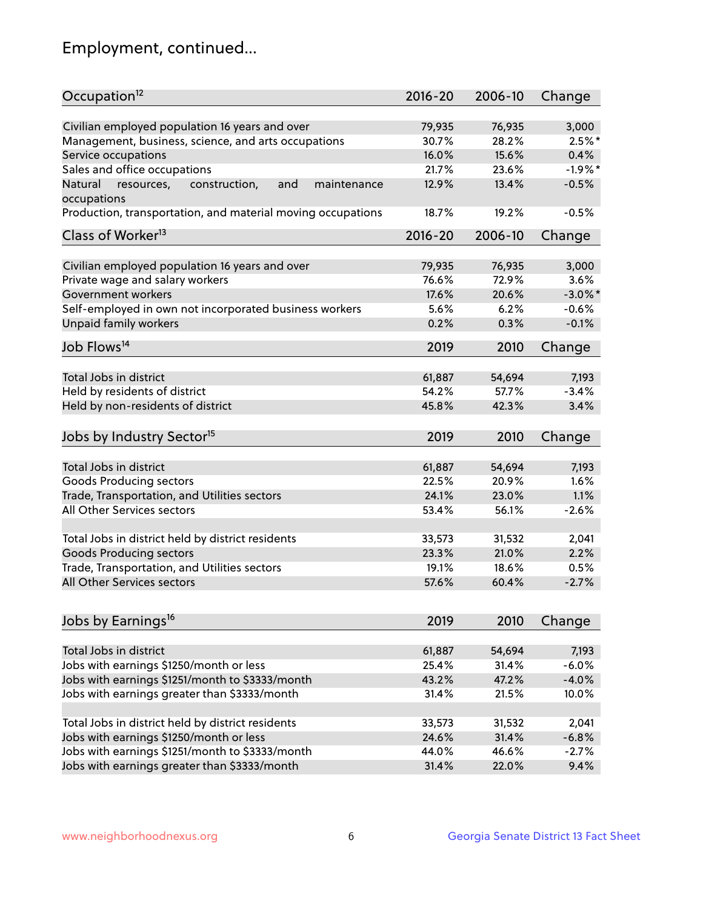# Employment, continued...

| Occupation[12] | 2016-20 | 2006-10 | Change |
|---|---|---|---|
| Civilian employed population 16 years and over | 79,935 | 76,935 | 3,000 |
| Management, business, science, and arts occupations | 30.7% | 28.2% | 2.5%* |
| Service occupations | 16.0% | 15.6% | 0.4% |
| Sales and office occupations | 21.7% | 23.6% | -1.9%* |
| Natural resources, construction, and maintenance occupations | 12.9% | 13.4% | -0.5% |
| Production, transportation, and material moving occupations | 18.7% | 19.2% | -0.5% |

| Class of Worker[13] | 2016-20 | 2006-10 | Change |
|---|---|---|---|
| Civilian employed population 16 years and over | 79,935 | 76,935 | 3,000 |
| Private wage and salary workers | 76.6% | 72.9% | 3.6% |
| Government workers | 17.6% | 20.6% | -3.0%* |
| Self-employed in own not incorporated business workers | 5.6% | 6.2% | -0.6% |
| Unpaid family workers | 0.2% | 0.3% | -0.1% |

| Job Flows[14] | 2019 | 2010 | Change |
|---|---|---|---|
| Total Jobs in district | 61,887 | 54,694 | 7,193 |
| Held by residents of district | 54.2% | 57.7% | -3.4% |
| Held by non-residents of district | 45.8% | 42.3% | 3.4% |

| Jobs by Industry Sector[15] | 2019 | 2010 | Change |
|---|---|---|---|
| Total Jobs in district | 61,887 | 54,694 | 7,193 |
| Goods Producing sectors | 22.5% | 20.9% | 1.6% |
| Trade, Transportation, and Utilities sectors | 24.1% | 23.0% | 1.1% |
| All Other Services sectors | 53.4% | 56.1% | -2.6% |
| | | | |
| Total Jobs in district held by district residents | 33,573 | 31,532 | 2,041 |
| Goods Producing sectors | 23.3% | 21.0% | 2.2% |
| Trade, Transportation, and Utilities sectors | 19.1% | 18.6% | 0.5% |
| All Other Services sectors | 57.6% | 60.4% | -2.7% |

| Jobs by Earnings[16] | 2019 | 2010 | Change |
|---|---|---|---|
| Total Jobs in district | 61,887 | 54,694 | 7,193 |
| Jobs with earnings $1250/month or less | 25.4% | 31.4% | -6.0% |
| Jobs with earnings $1251/month to $3333/month | 43.2% | 47.2% | -4.0% |
| Jobs with earnings greater than $3333/month | 31.4% | 21.5% | 10.0% |
| | | | |
| Total Jobs in district held by district residents | 33,573 | 31,532 | 2,041 |
| Jobs with earnings $1250/month or less | 24.6% | 31.4% | -6.8% |
| Jobs with earnings $1251/month to $3333/month | 44.0% | 46.6% | -2.7% |
| Jobs with earnings greater than $3333/month | 31.4% | 22.0% | 9.4% |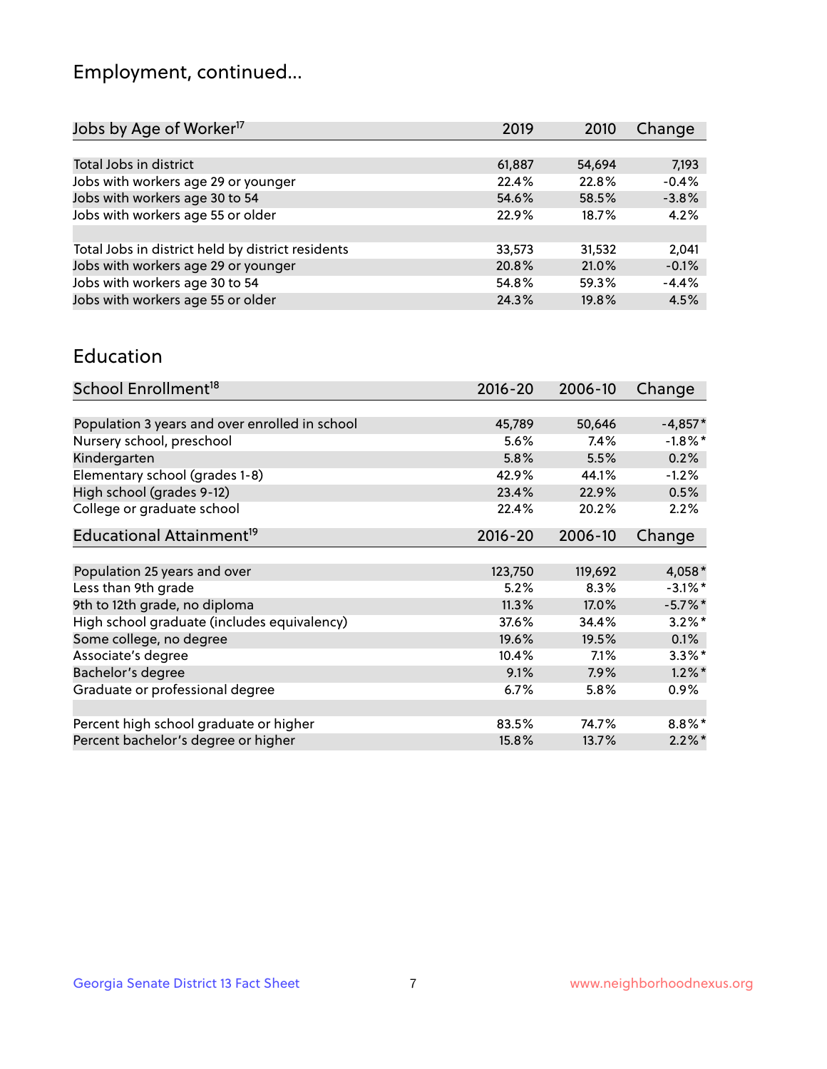# Employment, continued...

| Jobs by Age of Worker[17] | 2019 | 2010 | Change |
|---|---|---|---|
| Total Jobs in district | 61,887 | 54,694 | 7,193 |
| Jobs with workers age 29 or younger | 22.4% | 22.8% | -0.4% |
| Jobs with workers age 30 to 54 | 54.6% | 58.5% | -3.8% |
| Jobs with workers age 55 or older | 22.9% | 18.7% | 4.2% |
| | | | |
| Total Jobs in district held by district residents | 33,573 | 31,532 | 2,041 |
| Jobs with workers age 29 or younger | 20.8% | 21.0% | -0.1% |
| Jobs with workers age 30 to 54 | 54.8% | 59.3% | -4.4% |
| Jobs with workers age 55 or older | 24.3% | 19.8% | 4.5% |

## Education

| School Enrollment[18] | 2016-20 | 2006-10 | Change |
|---|---|---|---|
| Population 3 years and over enrolled in school | 45,789 | 50,646 | -4,857* |
| Nursery school, preschool | 5.6% | 7.4% | -1.8%* |
| Kindergarten | 5.8% | 5.5% | 0.2% |
| Elementary school (grades 1-8) | 42.9% | 44.1% | -1.2% |
| High school (grades 9-12) | 23.4% | 22.9% | 0.5% |
| College or graduate school | 22.4% | 20.2% | 2.2% |

| Educational Attainment[19] | 2016-20 | 2006-10 | Change |
|---|---|---|---|
| Population 25 years and over | 123,750 | 119,692 | 4,058* |
| Less than 9th grade | 5.2% | 8.3% | -3.1%* |
| 9th to 12th grade, no diploma | 11.3% | 17.0% | -5.7%* |
| High school graduate (includes equivalency) | 37.6% | 34.4% | 3.2%* |
| Some college, no degree | 19.6% | 19.5% | 0.1% |
| Associate's degree | 10.4% | 7.1% | 3.3%* |
| Bachelor's degree | 9.1% | 7.9% | 1.2%* |
| Graduate or professional degree | 6.7% | 5.8% | 0.9% |
| | | | |
| Percent high school graduate or higher | 83.5% | 74.7% | 8.8%* |
| Percent bachelor's degree or higher | 15.8% | 13.7% | 2.2%* |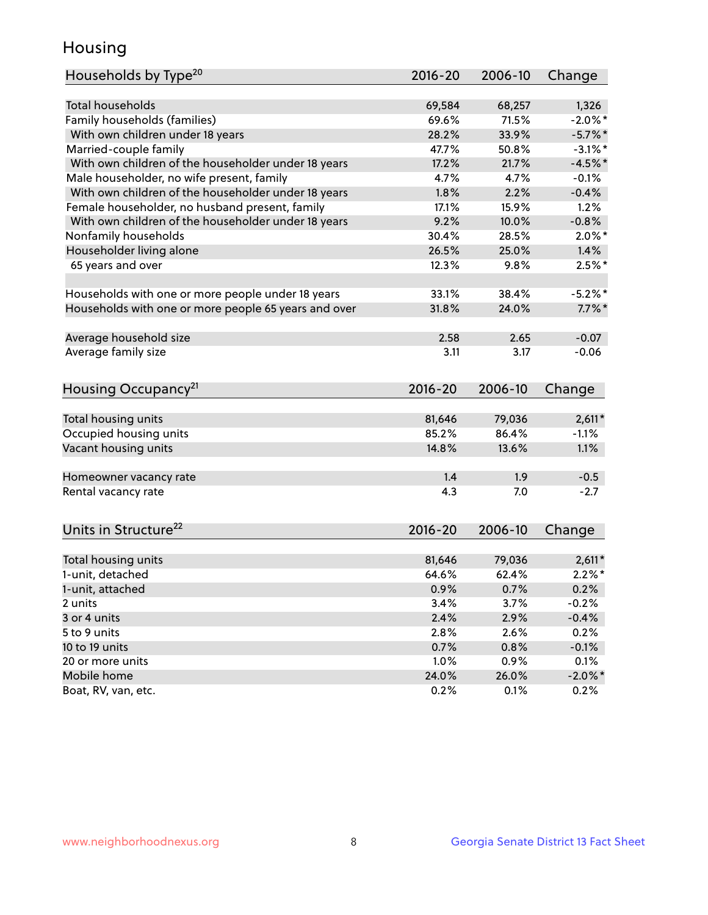## Housing

| Households by Type[20] | 2016-20 | 2006-10 | Change |
|---|---|---|---|
| Total households | 69,584 | 68,257 | 1,326 |
| Family households (families) | 69.6% | 71.5% | -2.0%* |
| With own children under 18 years | 28.2% | 33.9% | -5.7%* |
| Married-couple family | 47.7% | 50.8% | -3.1%* |
| With own children of the householder under 18 years | 17.2% | 21.7% | -4.5%* |
| Male householder, no wife present, family | 4.7% | 4.7% | -0.1% |
| With own children of the householder under 18 years | 1.8% | 2.2% | -0.4% |
| Female householder, no husband present, family | 17.1% | 15.9% | 1.2% |
| With own children of the householder under 18 years | 9.2% | 10.0% | -0.8% |
| Nonfamily households | 30.4% | 28.5% | 2.0%* |
| Householder living alone | 26.5% | 25.0% | 1.4% |
| 65 years and over | 12.3% | 9.8% | 2.5%* |
| | | | |
| Households with one or more people under 18 years | 33.1% | 38.4% | -5.2%* |
| Households with one or more people 65 years and over | 31.8% | 24.0% | 7.7%* |
| | | | |
| Average household size | 2.58 | 2.65 | -0.07 |
| Average family size | 3.11 | 3.17 | -0.06 |

| Housing Occupancy[21] | 2016-20 | 2006-10 | Change |
|---|---|---|---|
| Total housing units | 81,646 | 79,036 | 2,611* |
| Occupied housing units | 85.2% | 86.4% | -1.1% |
| Vacant housing units | 14.8% | 13.6% | 1.1% |
| | | | |
| Homeowner vacancy rate | 1.4 | 1.9 | -0.5 |
| Rental vacancy rate | 4.3 | 7.0 | -2.7 |

| Units in Structure[22] | 2016-20 | 2006-10 | Change |
|---|---|---|---|
| Total housing units | 81,646 | 79,036 | 2,611* |
| 1-unit, detached | 64.6% | 62.4% | 2.2%* |
| 1-unit, attached | 0.9% | 0.7% | 0.2% |
| 2 units | 3.4% | 3.7% | -0.2% |
| 3 or 4 units | 2.4% | 2.9% | -0.4% |
| 5 to 9 units | 2.8% | 2.6% | 0.2% |
| 10 to 19 units | 0.7% | 0.8% | -0.1% |
| 20 or more units | 1.0% | 0.9% | 0.1% |
| Mobile home | 24.0% | 26.0% | -2.0%* |
| Boat, RV, van, etc. | 0.2% | 0.1% | 0.2% |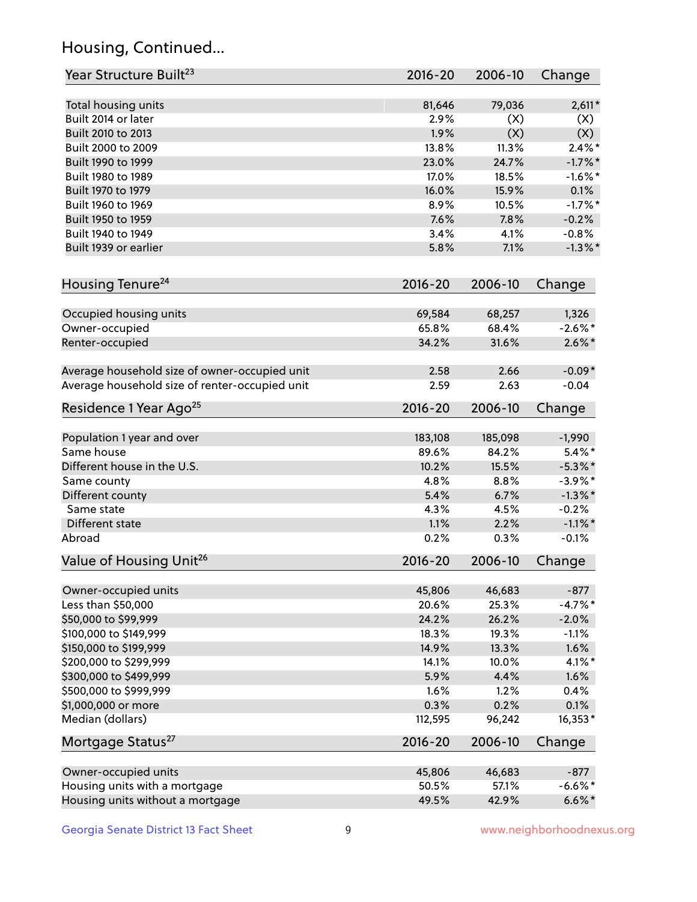## Housing, Continued...

| Year Structure Built[23] | 2016-20 | 2006-10 | Change |
|---|---|---|---|
| Total housing units | 81,646 | 79,036 | 2,611* |
| Built 2014 or later | 2.9% | (X) | (X) |
| Built 2010 to 2013 | 1.9% | (X) | (X) |
| Built 2000 to 2009 | 13.8% | 11.3% | 2.4%* |
| Built 1990 to 1999 | 23.0% | 24.7% | -1.7%* |
| Built 1980 to 1989 | 17.0% | 18.5% | -1.6%* |
| Built 1970 to 1979 | 16.0% | 15.9% | 0.1% |
| Built 1960 to 1969 | 8.9% | 10.5% | -1.7%* |
| Built 1950 to 1959 | 7.6% | 7.8% | -0.2% |
| Built 1940 to 1949 | 3.4% | 4.1% | -0.8% |
| Built 1939 or earlier | 5.8% | 7.1% | -1.3%* |

| Housing Tenure[24] | 2016-20 | 2006-10 | Change |
|---|---|---|---|
| Occupied housing units | 69,584 | 68,257 | 1,326 |
| Owner-occupied | 65.8% | 68.4% | -2.6%* |
| Renter-occupied | 34.2% | 31.6% | 2.6%* |
| Average household size of owner-occupied unit | 2.58 | 2.66 | -0.09* |
| Average household size of renter-occupied unit | 2.59 | 2.63 | -0.04 |

| Residence 1 Year Ago[25] | 2016-20 | 2006-10 | Change |
|---|---|---|---|
| Population 1 year and over | 183,108 | 185,098 | -1,990 |
| Same house | 89.6% | 84.2% | 5.4%* |
| Different house in the U.S. | 10.2% | 15.5% | -5.3%* |
| Same county | 4.8% | 8.8% | -3.9%* |
| Different county | 5.4% | 6.7% | -1.3%* |
| Same state | 4.3% | 4.5% | -0.2% |
| Different state | 1.1% | 2.2% | -1.1%* |
| Abroad | 0.2% | 0.3% | -0.1% |

| Value of Housing Unit[26] | 2016-20 | 2006-10 | Change |
|---|---|---|---|
| Owner-occupied units | 45,806 | 46,683 | -877 |
| Less than $50,000 | 20.6% | 25.3% | -4.7%* |
| $50,000 to $99,999 | 24.2% | 26.2% | -2.0% |
| $100,000 to $149,999 | 18.3% | 19.3% | -1.1% |
| $150,000 to $199,999 | 14.9% | 13.3% | 1.6% |
| $200,000 to $299,999 | 14.1% | 10.0% | 4.1%* |
| $300,000 to $499,999 | 5.9% | 4.4% | 1.6% |
| $500,000 to $999,999 | 1.6% | 1.2% | 0.4% |
| $1,000,000 or more | 0.3% | 0.2% | 0.1% |
| Median (dollars) | 112,595 | 96,242 | 16,353* |

| Mortgage Status[27] | 2016-20 | 2006-10 | Change |
|---|---|---|---|
| Owner-occupied units | 45,806 | 46,683 | -877 |
| Housing units with a mortgage | 50.5% | 57.1% | -6.6%* |
| Housing units without a mortgage | 49.5% | 42.9% | 6.6%* |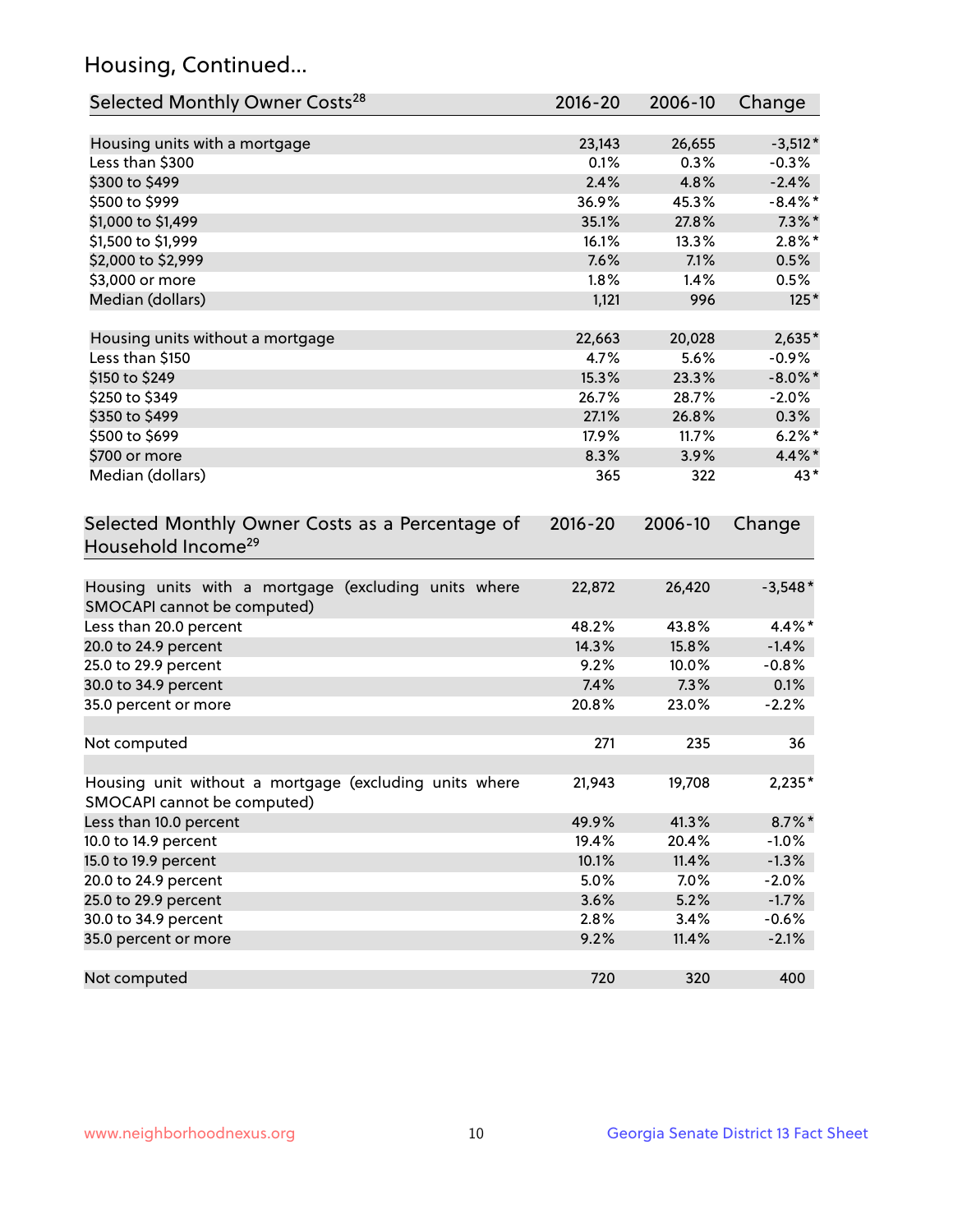## Housing, Continued...

| Selected Monthly Owner Costs[28] | 2016-20 | 2006-10 | Change |
|---|---|---|---|
| Housing units with a mortgage | 23,143 | 26,655 | -3,512* |
| Less than $300 | 0.1% | 0.3% | -0.3% |
| $300 to $499 | 2.4% | 4.8% | -2.4% |
| $500 to $999 | 36.9% | 45.3% | -8.4%* |
| $1,000 to $1,499 | 35.1% | 27.8% | 7.3%* |
| $1,500 to $1,999 | 16.1% | 13.3% | 2.8%* |
| $2,000 to $2,999 | 7.6% | 7.1% | 0.5% |
| $3,000 or more | 1.8% | 1.4% | 0.5% |
| Median (dollars) | 1,121 | 996 | 125* |
| Housing units without a mortgage | 22,663 | 20,028 | 2,635* |
| Less than $150 | 4.7% | 5.6% | -0.9% |
| $150 to $249 | 15.3% | 23.3% | -8.0%* |
| $250 to $349 | 26.7% | 28.7% | -2.0% |
| $350 to $499 | 27.1% | 26.8% | 0.3% |
| $500 to $699 | 17.9% | 11.7% | 6.2%* |
| $700 or more | 8.3% | 3.9% | 4.4%* |
| Median (dollars) | 365 | 322 | 43* |

| Selected Monthly Owner Costs as a Percentage of Household Income[29] | 2016-20 | 2006-10 | Change |
|---|---|---|---|
| Housing units with a mortgage (excluding units where SMOCAPI cannot be computed) | 22,872 | 26,420 | -3,548* |
| Less than 20.0 percent | 48.2% | 43.8% | 4.4%* |
| 20.0 to 24.9 percent | 14.3% | 15.8% | -1.4% |
| 25.0 to 29.9 percent | 9.2% | 10.0% | -0.8% |
| 30.0 to 34.9 percent | 7.4% | 7.3% | 0.1% |
| 35.0 percent or more | 20.8% | 23.0% | -2.2% |
| Not computed | 271 | 235 | 36 |
| Housing unit without a mortgage (excluding units where SMOCAPI cannot be computed) | 21,943 | 19,708 | 2,235* |
| Less than 10.0 percent | 49.9% | 41.3% | 8.7%* |
| 10.0 to 14.9 percent | 19.4% | 20.4% | -1.0% |
| 15.0 to 19.9 percent | 10.1% | 11.4% | -1.3% |
| 20.0 to 24.9 percent | 5.0% | 7.0% | -2.0% |
| 25.0 to 29.9 percent | 3.6% | 5.2% | -1.7% |
| 30.0 to 34.9 percent | 2.8% | 3.4% | -0.6% |
| 35.0 percent or more | 9.2% | 11.4% | -2.1% |
| Not computed | 720 | 320 | 400 |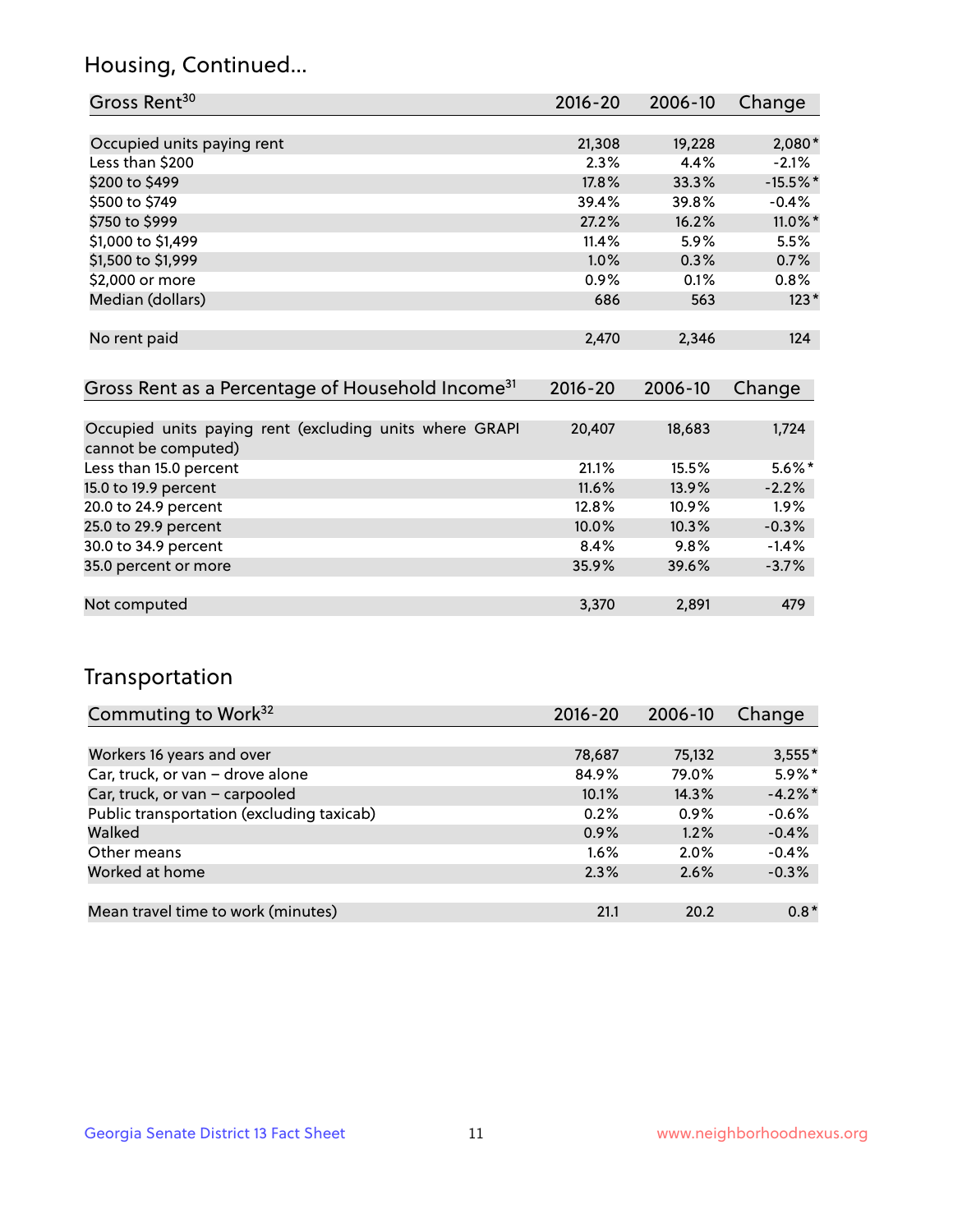## Housing, Continued...

| Gross Rent[30] | 2016-20 | 2006-10 | Change |
|---|---|---|---|
| Occupied units paying rent | 21,308 | 19,228 | 2,080* |
| Less than $200 | 2.3% | 4.4% | -2.1% |
| $200 to $499 | 17.8% | 33.3% | -15.5%* |
| $500 to $749 | 39.4% | 39.8% | -0.4% |
| $750 to $999 | 27.2% | 16.2% | 11.0%* |
| $1,000 to $1,499 | 11.4% | 5.9% | 5.5% |
| $1,500 to $1,999 | 1.0% | 0.3% | 0.7% |
| $2,000 or more | 0.9% | 0.1% | 0.8% |
| Median (dollars) | 686 | 563 | 123* |
| No rent paid | 2,470 | 2,346 | 124 |

| Gross Rent as a Percentage of Household Income[31] | 2016-20 | 2006-10 | Change |
|---|---|---|---|
| Occupied units paying rent (excluding units where GRAPI cannot be computed) | 20,407 | 18,683 | 1,724 |
| Less than 15.0 percent | 21.1% | 15.5% | 5.6%* |
| 15.0 to 19.9 percent | 11.6% | 13.9% | -2.2% |
| 20.0 to 24.9 percent | 12.8% | 10.9% | 1.9% |
| 25.0 to 29.9 percent | 10.0% | 10.3% | -0.3% |
| 30.0 to 34.9 percent | 8.4% | 9.8% | -1.4% |
| 35.0 percent or more | 35.9% | 39.6% | -3.7% |
| Not computed | 3,370 | 2,891 | 479 |

## Transportation

| Commuting to Work[32] | 2016-20 | 2006-10 | Change |
|---|---|---|---|
| Workers 16 years and over | 78,687 | 75,132 | 3,555* |
| Car, truck, or van – drove alone | 84.9% | 79.0% | 5.9%* |
| Car, truck, or van – carpooled | 10.1% | 14.3% | -4.2%* |
| Public transportation (excluding taxicab) | 0.2% | 0.9% | -0.6% |
| Walked | 0.9% | 1.2% | -0.4% |
| Other means | 1.6% | 2.0% | -0.4% |
| Worked at home | 2.3% | 2.6% | -0.3% |
| Mean travel time to work (minutes) | 21.1 | 20.2 | 0.8* |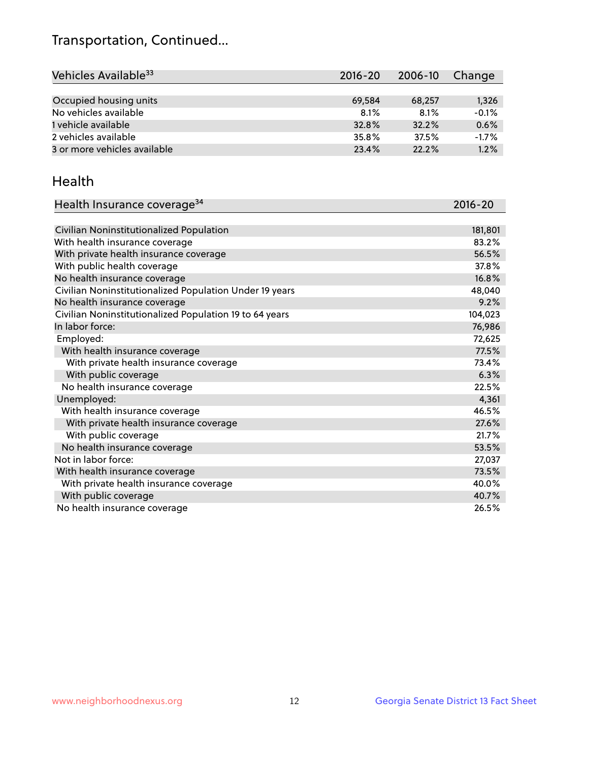# Transportation, Continued...

| Vehicles Available[33] | 2016-20 | 2006-10 | Change |
|---|---|---|---|
| Occupied housing units | 69,584 | 68,257 | 1,326 |
| No vehicles available | 8.1% | 8.1% | -0.1% |
| 1 vehicle available | 32.8% | 32.2% | 0.6% |
| 2 vehicles available | 35.8% | 37.5% | -1.7% |
| 3 or more vehicles available | 23.4% | 22.2% | 1.2% |

## Health

| Health Insurance coverage[34] | 2016-20 |
|---|---|
| Civilian Noninstitutionalized Population | 181,801 |
| With health insurance coverage | 83.2% |
| With private health insurance coverage | 56.5% |
| With public health coverage | 37.8% |
| No health insurance coverage | 16.8% |
| Civilian Noninstitutionalized Population Under 19 years | 48,040 |
| No health insurance coverage | 9.2% |
| Civilian Noninstitutionalized Population 19 to 64 years | 104,023 |
| In labor force: | 76,986 |
| Employed: | 72,625 |
| With health insurance coverage | 77.5% |
| With private health insurance coverage | 73.4% |
| With public coverage | 6.3% |
| No health insurance coverage | 22.5% |
| Unemployed: | 4,361 |
| With health insurance coverage | 46.5% |
| With private health insurance coverage | 27.6% |
| With public coverage | 21.7% |
| No health insurance coverage | 53.5% |
| Not in labor force: | 27,037 |
| With health insurance coverage | 73.5% |
| With private health insurance coverage | 40.0% |
| With public coverage | 40.7% |
| No health insurance coverage | 26.5% |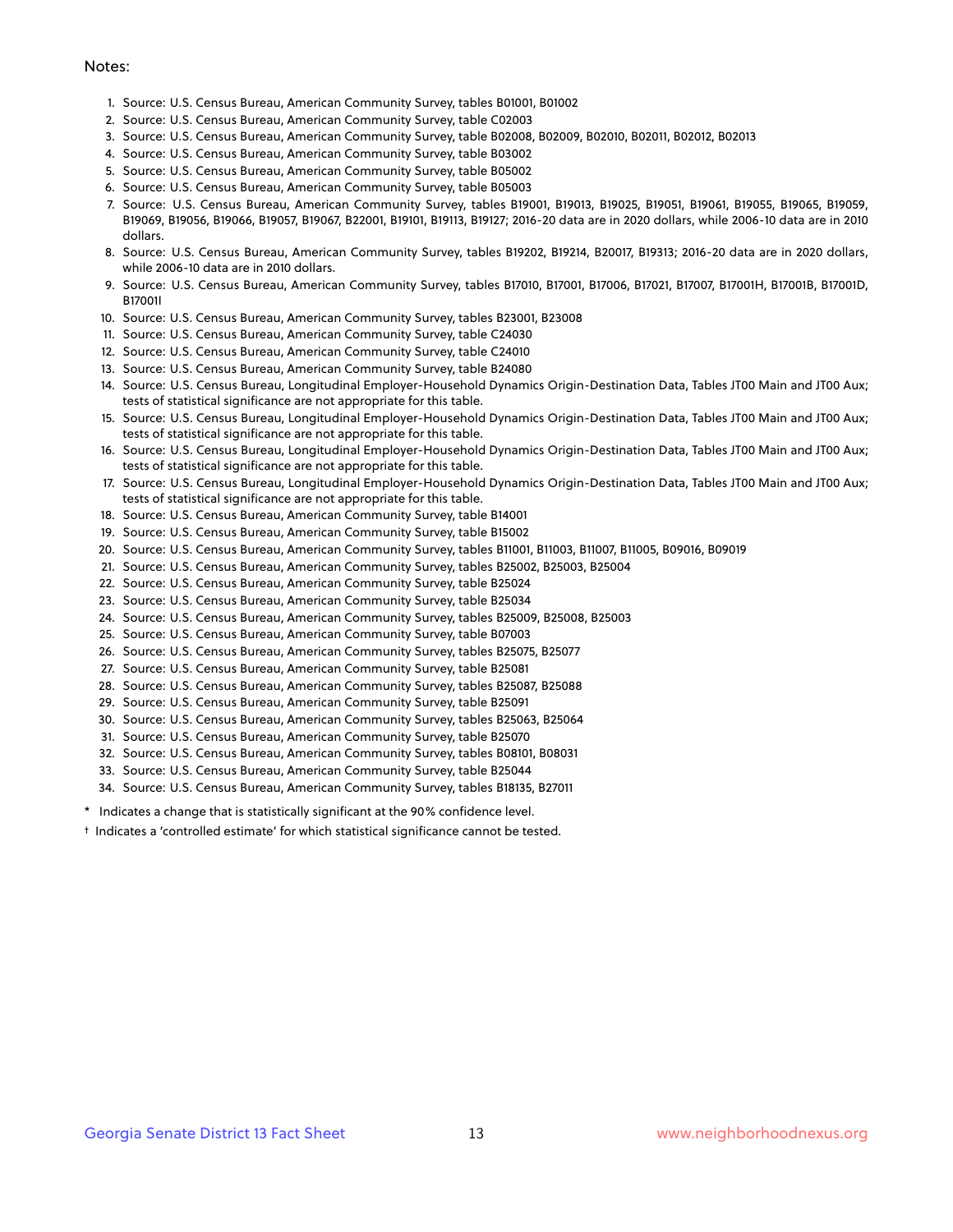Notes:

1. Source: U.S. Census Bureau, American Community Survey, tables B01001, B01002
2. Source: U.S. Census Bureau, American Community Survey, table C02003
3. Source: U.S. Census Bureau, American Community Survey, table B02008, B02009, B02010, B02011, B02012, B02013
4. Source: U.S. Census Bureau, American Community Survey, table B03002
5. Source: U.S. Census Bureau, American Community Survey, table B05002
6. Source: U.S. Census Bureau, American Community Survey, table B05003
7. Source: U.S. Census Bureau, American Community Survey, tables B19001, B19013, B19025, B19051, B19061, B19055, B19065, B19059, B19069, B19056, B19066, B19057, B19067, B22001, B19101, B19113, B19127; 2016-20 data are in 2020 dollars, while 2006-10 data are in 2010 dollars.
8. Source: U.S. Census Bureau, American Community Survey, tables B19202, B19214, B20017, B19313; 2016-20 data are in 2020 dollars, while 2006-10 data are in 2010 dollars.
9. Source: U.S. Census Bureau, American Community Survey, tables B17010, B17001, B17006, B17021, B17007, B17001H, B17001B, B17001D, B17001I
10. Source: U.S. Census Bureau, American Community Survey, tables B23001, B23008
11. Source: U.S. Census Bureau, American Community Survey, table C24030
12. Source: U.S. Census Bureau, American Community Survey, table C24010
13. Source: U.S. Census Bureau, American Community Survey, table B24080
14. Source: U.S. Census Bureau, Longitudinal Employer-Household Dynamics Origin-Destination Data, Tables JT00 Main and JT00 Aux; tests of statistical significance are not appropriate for this table.
15. Source: U.S. Census Bureau, Longitudinal Employer-Household Dynamics Origin-Destination Data, Tables JT00 Main and JT00 Aux; tests of statistical significance are not appropriate for this table.
16. Source: U.S. Census Bureau, Longitudinal Employer-Household Dynamics Origin-Destination Data, Tables JT00 Main and JT00 Aux; tests of statistical significance are not appropriate for this table.
17. Source: U.S. Census Bureau, Longitudinal Employer-Household Dynamics Origin-Destination Data, Tables JT00 Main and JT00 Aux; tests of statistical significance are not appropriate for this table.
18. Source: U.S. Census Bureau, American Community Survey, table B14001
19. Source: U.S. Census Bureau, American Community Survey, table B15002
20. Source: U.S. Census Bureau, American Community Survey, tables B11001, B11003, B11007, B11005, B09016, B09019
21. Source: U.S. Census Bureau, American Community Survey, tables B25002, B25003, B25004
22. Source: U.S. Census Bureau, American Community Survey, table B25024
23. Source: U.S. Census Bureau, American Community Survey, table B25034
24. Source: U.S. Census Bureau, American Community Survey, tables B25009, B25008, B25003
25. Source: U.S. Census Bureau, American Community Survey, table B07003
26. Source: U.S. Census Bureau, American Community Survey, tables B25075, B25077
27. Source: U.S. Census Bureau, American Community Survey, table B25081
28. Source: U.S. Census Bureau, American Community Survey, tables B25087, B25088
29. Source: U.S. Census Bureau, American Community Survey, table B25091
30. Source: U.S. Census Bureau, American Community Survey, tables B25063, B25064
31. Source: U.S. Census Bureau, American Community Survey, table B25070
32. Source: U.S. Census Bureau, American Community Survey, tables B08101, B08031
33. Source: U.S. Census Bureau, American Community Survey, table B25044
34. Source: U.S. Census Bureau, American Community Survey, tables B18135, B27011

\* Indicates a change that is statistically significant at the 90% confidence level.

† Indicates a 'controlled estimate' for which statistical significance cannot be tested.